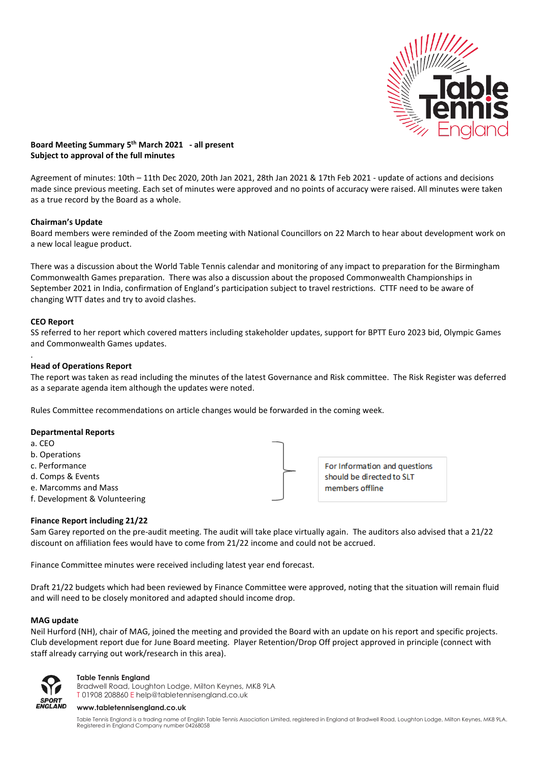**Board Meeting Summary 5th March 2021 - all present**
**Subject to approval of the full minutes**

Agreement of minutes: 10th – 11th Dec 2020, 20th Jan 2021, 28th Jan 2021 & 17th Feb 2021 - update of actions and decisions made since previous meeting. Each set of minutes were approved and no points of accuracy were raised. All minutes were taken as a true record by the Board as a whole.

**Chairman's Update**

Board members were reminded of the Zoom meeting with National Councillors on 22 March to hear about development work on a new local league product.

There was a discussion about the World Table Tennis calendar and monitoring of any impact to preparation for the Birmingham Commonwealth Games preparation. There was also a discussion about the proposed Commonwealth Championships in September 2021 in India, confirmation of England's participation subject to travel restrictions. CTTF need to be aware of changing WTT dates and try to avoid clashes.

**CEO Report**

SS referred to her report which covered matters including stakeholder updates, support for BPTT Euro 2023 bid, Olympic Games and Commonwealth Games updates.

**Head of Operations Report**

The report was taken as read including the minutes of the latest Governance and Risk committee. The Risk Register was deferred as a separate agenda item although the updates were noted.

Rules Committee recommendations on article changes would be forwarded in the coming week.

**Departmental Reports**

a. CEO
b. Operations
c. Performance
d. Comps & Events
e. Marcomms and Mass
f. Development & Volunteering

For Information and questions should be directed to SLT members offline

**Finance Report including 21/22**

Sam Garey reported on the pre-audit meeting. The audit will take place virtually again. The auditors also advised that a 21/22 discount on affiliation fees would have to come from 21/22 income and could not be accrued.

Finance Committee minutes were received including latest year end forecast.

Draft 21/22 budgets which had been reviewed by Finance Committee were approved, noting that the situation will remain fluid and will need to be closely monitored and adapted should income drop.

**MAG update**

Neil Hurford (NH), chair of MAG, joined the meeting and provided the Board with an update on his report and specific projects. Club development report due for June Board meeting. Player Retention/Drop Off project approved in principle (connect with staff already carrying out work/research in this area).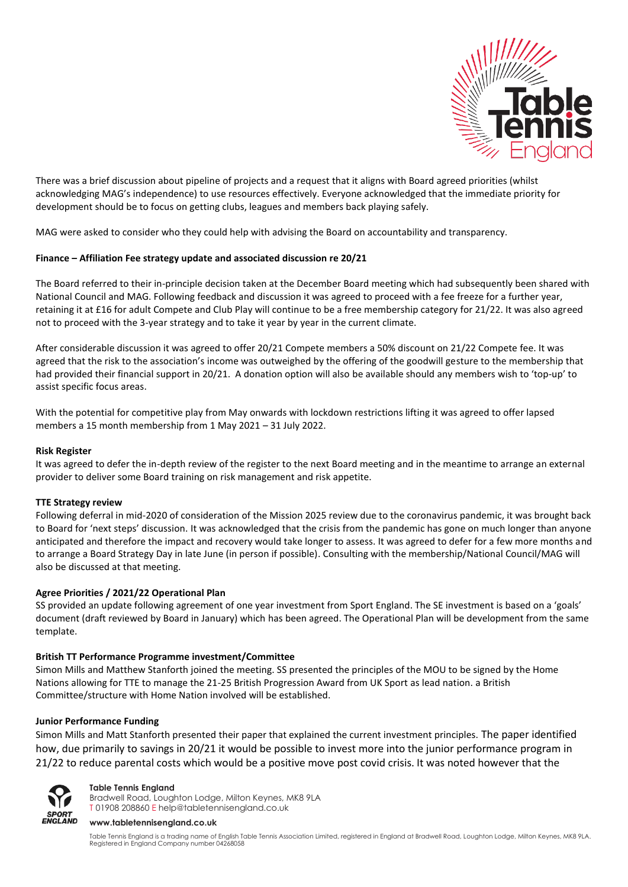There was a brief discussion about pipeline of projects and a request that it aligns with Board agreed priorities (whilst acknowledging MAG's independence) to use resources effectively. Everyone acknowledged that the immediate priority for development should be to focus on getting clubs, leagues and members back playing safely.

MAG were asked to consider who they could help with advising the Board on accountability and transparency.

**Finance – Affiliation Fee strategy update and associated discussion re 20/21**

The Board referred to their in-principle decision taken at the December Board meeting which had subsequently been shared with National Council and MAG. Following feedback and discussion it was agreed to proceed with a fee freeze for a further year, retaining it at £16 for adult Compete and Club Play will continue to be a free membership category for 21/22. It was also agreed not to proceed with the 3-year strategy and to take it year by year in the current climate.

After considerable discussion it was agreed to offer 20/21 Compete members a 50% discount on 21/22 Compete fee. It was agreed that the risk to the association's income was outweighed by the offering of the goodwill gesture to the membership that had provided their financial support in 20/21. A donation option will also be available should any members wish to 'top-up' to assist specific focus areas.

With the potential for competitive play from May onwards with lockdown restrictions lifting it was agreed to offer lapsed members a 15 month membership from 1 May 2021 – 31 July 2022.

**Risk Register**

It was agreed to defer the in-depth review of the register to the next Board meeting and in the meantime to arrange an external provider to deliver some Board training on risk management and risk appetite.

**TTE Strategy review**

Following deferral in mid-2020 of consideration of the Mission 2025 review due to the coronavirus pandemic, it was brought back to Board for 'next steps' discussion. It was acknowledged that the crisis from the pandemic has gone on much longer than anyone anticipated and therefore the impact and recovery would take longer to assess. It was agreed to defer for a few more months and to arrange a Board Strategy Day in late June (in person if possible). Consulting with the membership/National Council/MAG will also be discussed at that meeting.

**Agree Priorities / 2021/22 Operational Plan**

SS provided an update following agreement of one year investment from Sport England. The SE investment is based on a 'goals' document (draft reviewed by Board in January) which has been agreed. The Operational Plan will be development from the same template.

**British TT Performance Programme investment/Committee**

Simon Mills and Matthew Stanforth joined the meeting. SS presented the principles of the MOU to be signed by the Home Nations allowing for TTE to manage the 21-25 British Progression Award from UK Sport as lead nation. a British Committee/structure with Home Nation involved will be established.

**Junior Performance Funding**

Simon Mills and Matt Stanforth presented their paper that explained the current investment principles. The paper identified how, due primarily to savings in 20/21 it would be possible to invest more into the junior performance program in 21/22 to reduce parental costs which would be a positive move post covid crisis. It was noted however that the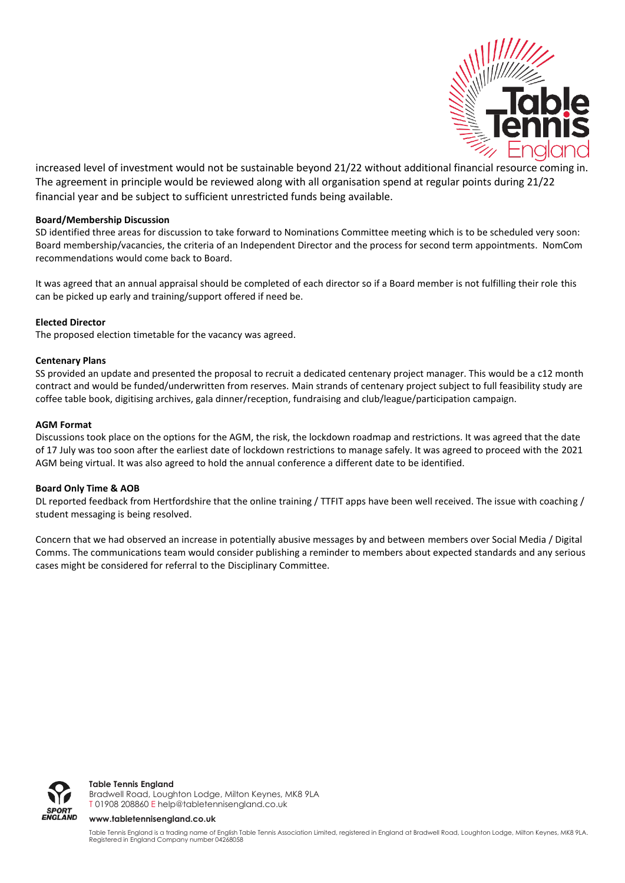increased level of investment would not be sustainable beyond 21/22 without additional financial resource coming in. The agreement in principle would be reviewed along with all organisation spend at regular points during 21/22 financial year and be subject to sufficient unrestricted funds being available.

**Board/Membership Discussion**

SD identified three areas for discussion to take forward to Nominations Committee meeting which is to be scheduled very soon: Board membership/vacancies, the criteria of an Independent Director and the process for second term appointments. NomCom recommendations would come back to Board.

It was agreed that an annual appraisal should be completed of each director so if a Board member is not fulfilling their role this can be picked up early and training/support offered if need be.

**Elected Director**

The proposed election timetable for the vacancy was agreed.

**Centenary Plans**

SS provided an update and presented the proposal to recruit a dedicated centenary project manager. This would be a c12 month contract and would be funded/underwritten from reserves. Main strands of centenary project subject to full feasibility study are coffee table book, digitising archives, gala dinner/reception, fundraising and club/league/participation campaign.

**AGM Format**

Discussions took place on the options for the AGM, the risk, the lockdown roadmap and restrictions. It was agreed that the date of 17 July was too soon after the earliest date of lockdown restrictions to manage safely. It was agreed to proceed with the 2021 AGM being virtual. It was also agreed to hold the annual conference a different date to be identified.

**Board Only Time & AOB**

DL reported feedback from Hertfordshire that the online training / TTFIT apps have been well received. The issue with coaching / student messaging is being resolved.

Concern that we had observed an increase in potentially abusive messages by and between members over Social Media / Digital Comms. The communications team would consider publishing a reminder to members about expected standards and any serious cases might be considered for referral to the Disciplinary Committee.